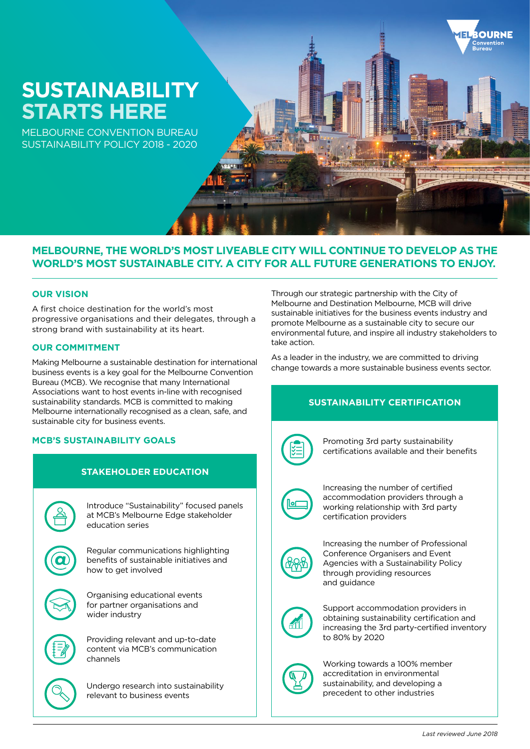# SUSTAINABILITY STARTS HERE

MELBOURNE CONVENTION BUREAU
SUSTAINABILITY POLICY 2018 - 2020

## MELBOURNE, THE WORLD'S MOST LIVEABLE CITY WILL CONTINUE TO DEVELOP AS THE WORLD'S MOST SUSTAINABLE CITY. A CITY FOR ALL FUTURE GENERATIONS TO ENJOY.

### OUR VISION

A first choice destination for the world's most progressive organisations and their delegates, through a strong brand with sustainability at its heart.

### OUR COMMITMENT

Making Melbourne a sustainable destination for international business events is a key goal for the Melbourne Convention Bureau (MCB). We recognise that many International Associations want to host events in-line with recognised sustainability standards. MCB is committed to making Melbourne internationally recognised as a clean, safe, and sustainable city for business events.

Through our strategic partnership with the City of Melbourne and Destination Melbourne, MCB will drive sustainable initiatives for the business events industry and promote Melbourne as a sustainable city to secure our environmental future, and inspire all industry stakeholders to take action.

As a leader in the industry, we are committed to driving change towards a more sustainable business events sector.

### MCB'S SUSTAINABILITY GOALS

#### STAKEHOLDER EDUCATION

- Introduce "Sustainability" focused panels at MCB's Melbourne Edge stakeholder education series
- Regular communications highlighting benefits of sustainable initiatives and how to get involved
- Organising educational events for partner organisations and wider industry
- Providing relevant and up-to-date content via MCB's communication channels
- Undergo research into sustainability relevant to business events

#### SUSTAINABILITY CERTIFICATION

- Promoting 3rd party sustainability certifications available and their benefits
- Increasing the number of certified accommodation providers through a working relationship with 3rd party certification providers
- Increasing the number of Professional Conference Organisers and Event Agencies with a Sustainability Policy through providing resources and guidance
- Support accommodation providers in obtaining sustainability certification and increasing the 3rd party-certified inventory to 80% by 2020
- Working towards a 100% member accreditation in environmental sustainability, and developing a precedent to other industries

*Last reviewed June 2018*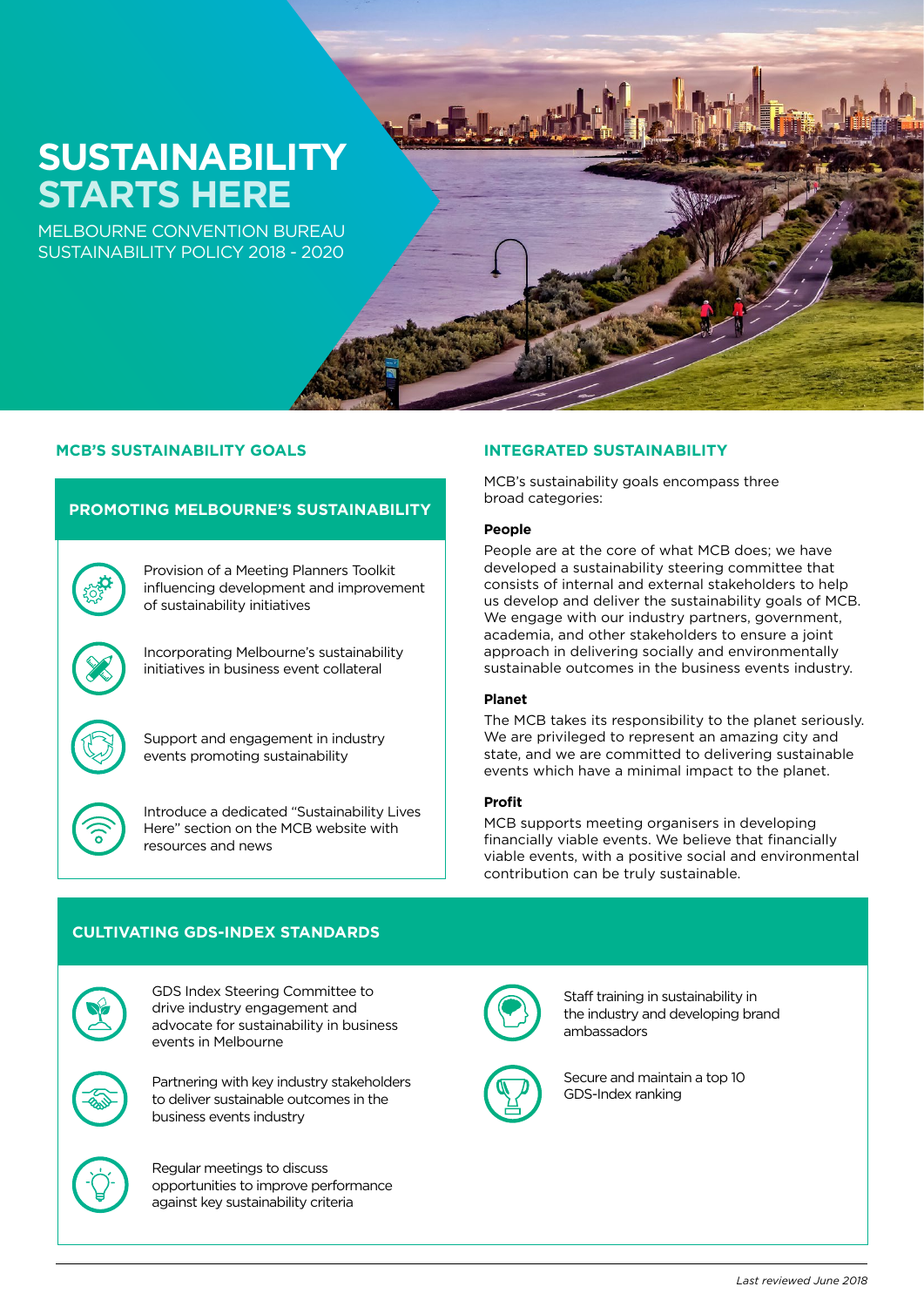# SUSTAINABILITY STARTS HERE

MELBOURNE CONVENTION BUREAU SUSTAINABILITY POLICY 2018 - 2020

## MCB'S SUSTAINABILITY GOALS

### PROMOTING MELBOURNE'S SUSTAINABILITY

- Provision of a Meeting Planners Toolkit influencing development and improvement of sustainability initiatives
- Incorporating Melbourne's sustainability initiatives in business event collateral
- Support and engagement in industry events promoting sustainability
- Introduce a dedicated "Sustainability Lives Here" section on the MCB website with resources and news

## INTEGRATED SUSTAINABILITY

MCB's sustainability goals encompass three broad categories:

**People**

People are at the core of what MCB does; we have developed a sustainability steering committee that consists of internal and external stakeholders to help us develop and deliver the sustainability goals of MCB. We engage with our industry partners, government, academia, and other stakeholders to ensure a joint approach in delivering socially and environmentally sustainable outcomes in the business events industry.

**Planet**

The MCB takes its responsibility to the planet seriously. We are privileged to represent an amazing city and state, and we are committed to delivering sustainable events which have a minimal impact to the planet.

**Profit**

MCB supports meeting organisers in developing financially viable events. We believe that financially viable events, with a positive social and environmental contribution can be truly sustainable.

### CULTIVATING GDS-INDEX STANDARDS

- GDS Index Steering Committee to drive industry engagement and advocate for sustainability in business events in Melbourne
- Partnering with key industry stakeholders to deliver sustainable outcomes in the business events industry
- Regular meetings to discuss opportunities to improve performance against key sustainability criteria
- Staff training in sustainability in the industry and developing brand ambassadors
- Secure and maintain a top 10 GDS-Index ranking

*Last reviewed June 2018*